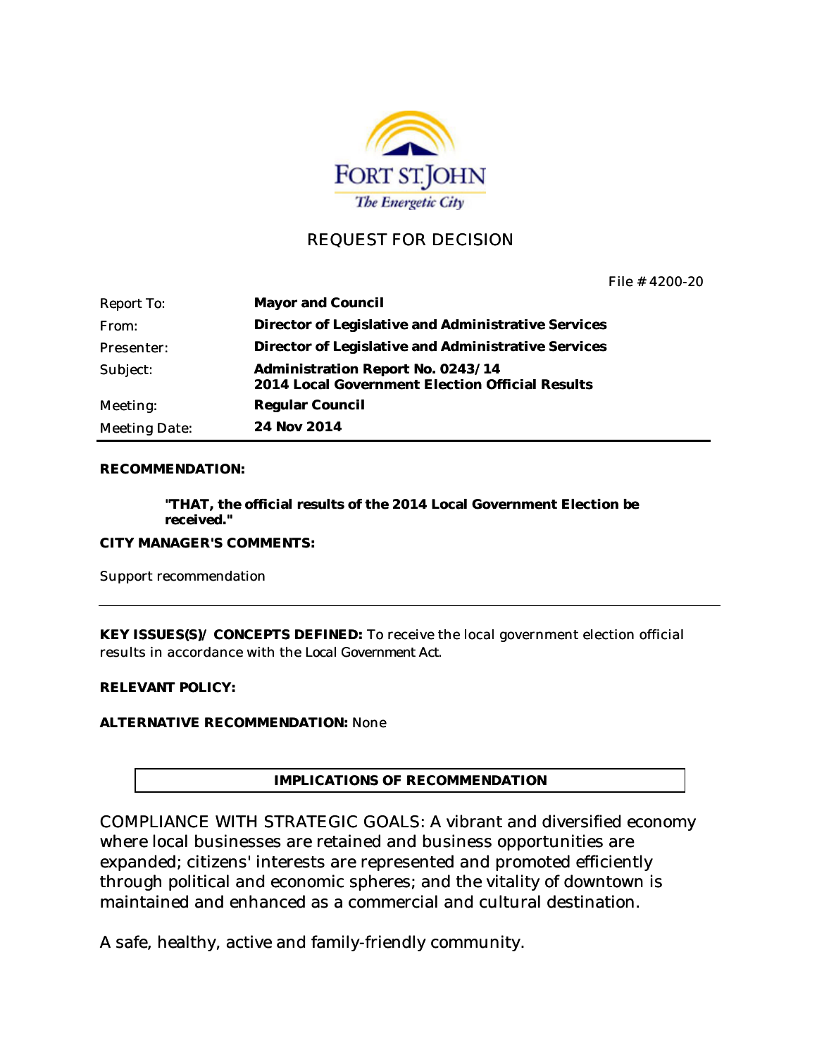FORT ST.JOHN
*The Energetic City*

# REQUEST FOR DECISION

File # 4200-20

| | |
|---|---|
| Report To: | **Mayor and Council** |
| From: | **Director of Legislative and Administrative Services** |
| Presenter: | **Director of Legislative and Administrative Services** |
| Subject: | **Administration Report No. 0243/14**<br>**2014 Local Government Election Official Results** |
| Meeting: | **Regular Council** |
| Meeting Date: | **24 Nov 2014** |

**RECOMMENDATION:**

> **"THAT, the official results of the 2014 Local Government Election be received."**

**CITY MANAGER'S COMMENTS:**

Support recommendation

---

**KEY ISSUES(S)/ CONCEPTS DEFINED:** To receive the local government election official results in accordance with the Local Government Act.

**RELEVANT POLICY:**

**ALTERNATIVE RECOMMENDATION:** None

**IMPLICATIONS OF RECOMMENDATION**

COMPLIANCE WITH STRATEGIC GOALS: A vibrant and diversified economy where local businesses are retained and business opportunities are expanded; citizens' interests are represented and promoted efficiently through political and economic spheres; and the vitality of downtown is maintained and enhanced as a commercial and cultural destination.

A safe, healthy, active and family-friendly community.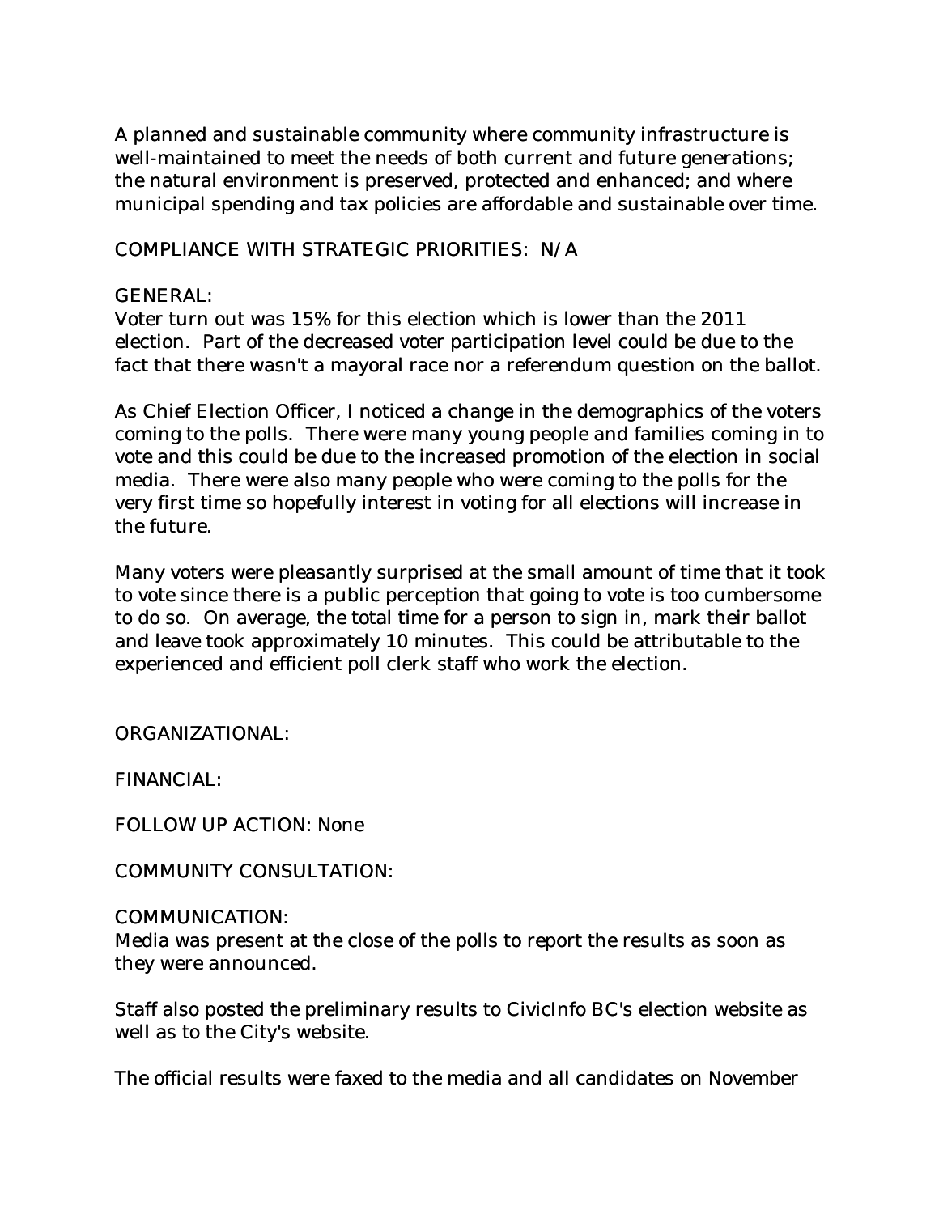A planned and sustainable community where community infrastructure is well-maintained to meet the needs of both current and future generations; the natural environment is preserved, protected and enhanced; and where municipal spending and tax policies are affordable and sustainable over time.

COMPLIANCE WITH STRATEGIC PRIORITIES: N/A

GENERAL:
Voter turn out was 15% for this election which is lower than the 2011 election. Part of the decreased voter participation level could be due to the fact that there wasn't a mayoral race nor a referendum question on the ballot.

As Chief Election Officer, I noticed a change in the demographics of the voters coming to the polls. There were many young people and families coming in to vote and this could be due to the increased promotion of the election in social media. There were also many people who were coming to the polls for the very first time so hopefully interest in voting for all elections will increase in the future.

Many voters were pleasantly surprised at the small amount of time that it took to vote since there is a public perception that going to vote is too cumbersome to do so. On average, the total time for a person to sign in, mark their ballot and leave took approximately 10 minutes. This could be attributable to the experienced and efficient poll clerk staff who work the election.

ORGANIZATIONAL:

FINANCIAL:

FOLLOW UP ACTION: None

COMMUNITY CONSULTATION:

COMMUNICATION:
Media was present at the close of the polls to report the results as soon as they were announced.

Staff also posted the preliminary results to CivicInfo BC's election website as well as to the City's website.

The official results were faxed to the media and all candidates on November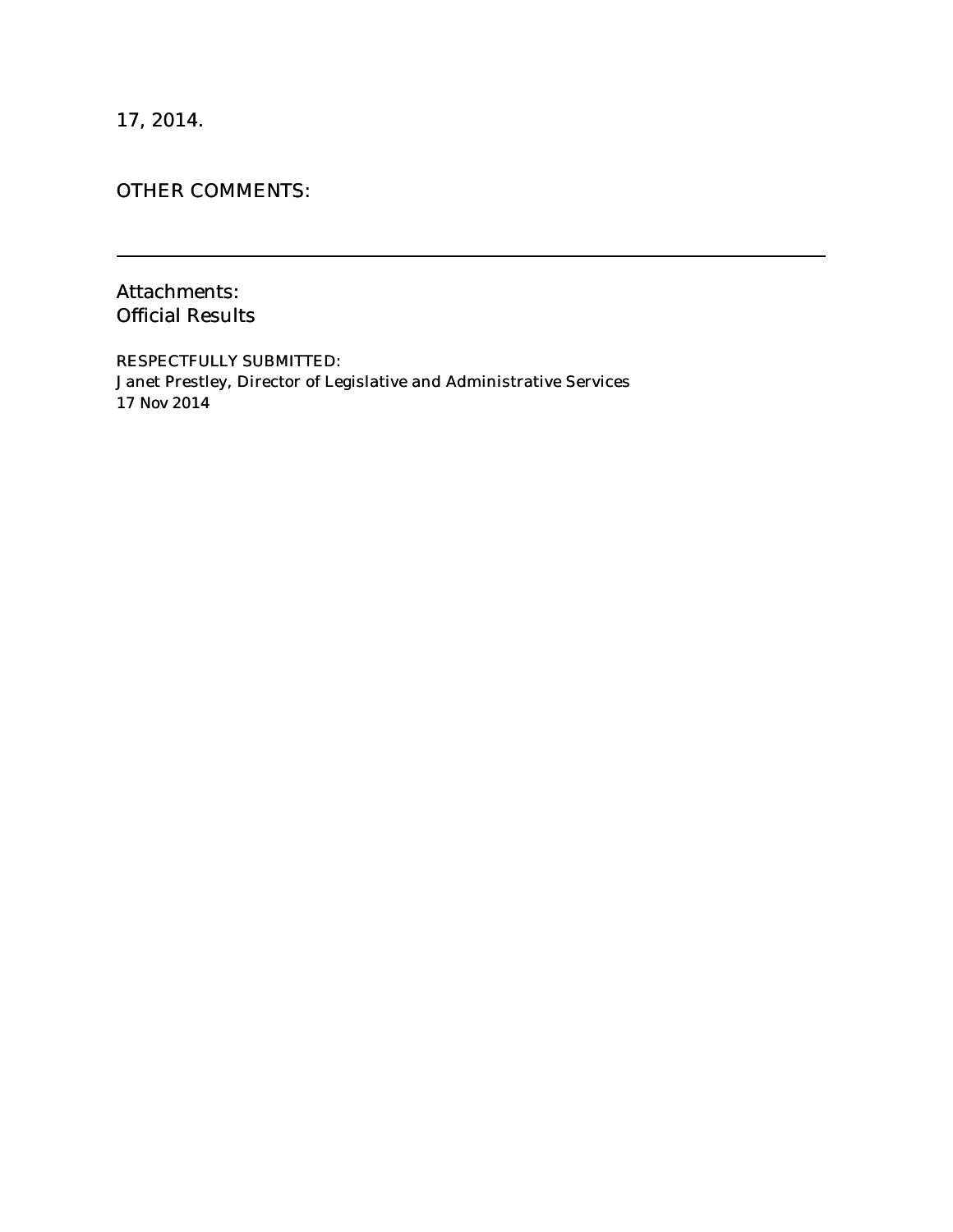17, 2014.

OTHER COMMENTS:

---

Attachments:
Official Results

RESPECTFULLY SUBMITTED:
Janet Prestley, Director of Legislative and Administrative Services
17 Nov 2014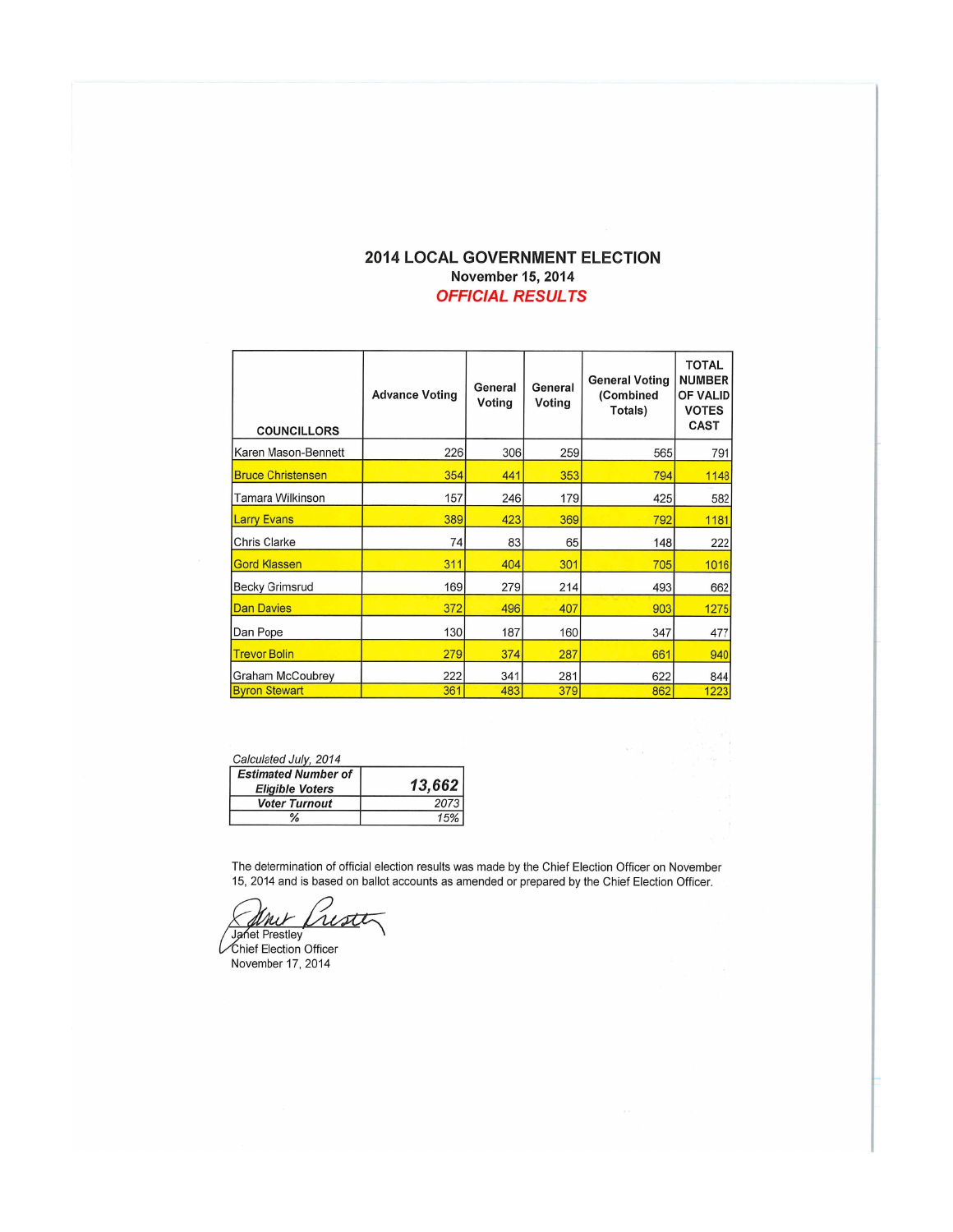## 2014 LOCAL GOVERNMENT ELECTION

**November 15, 2014**

***OFFICIAL RESULTS***

| COUNCILLORS | Advance Voting | General Voting | General Voting | General Voting (Combined Totals) | TOTAL NUMBER OF VALID VOTES CAST |
|---|---|---|---|---|---|
| Karen Mason-Bennett | 226 | 306 | 259 | 565 | 791 |
| Bruce Christensen | 354 | 441 | 353 | 794 | 1148 |
| Tamara Wilkinson | 157 | 246 | 179 | 425 | 582 |
| Larry Evans | 389 | 423 | 369 | 792 | 1181 |
| Chris Clarke | 74 | 83 | 65 | 148 | 222 |
| Gord Klassen | 311 | 404 | 301 | 705 | 1016 |
| Becky Grimsrud | 169 | 279 | 214 | 493 | 662 |
| Dan Davies | 372 | 496 | 407 | 903 | 1275 |
| Dan Pope | 130 | 187 | 160 | 347 | 477 |
| Trevor Bolin | 279 | 374 | 287 | 661 | 940 |
| Graham McCoubrey | 222 | 341 | 281 | 622 | 844 |
| Byron Stewart | 361 | 483 | 379 | 862 | 1223 |

*Calculated July, 2014*

| | |
|---|---|
| ***Estimated Number of Eligible Voters*** | ***13,662*** |
| ***Voter Turnout*** | *2073* |
| ***%*** | *15%* |

The determination of official election results was made by the Chief Election Officer on November 15, 2014 and is based on ballot accounts as amended or prepared by the Chief Election Officer.

Janet Prestley
Chief Election Officer
November 17, 2014